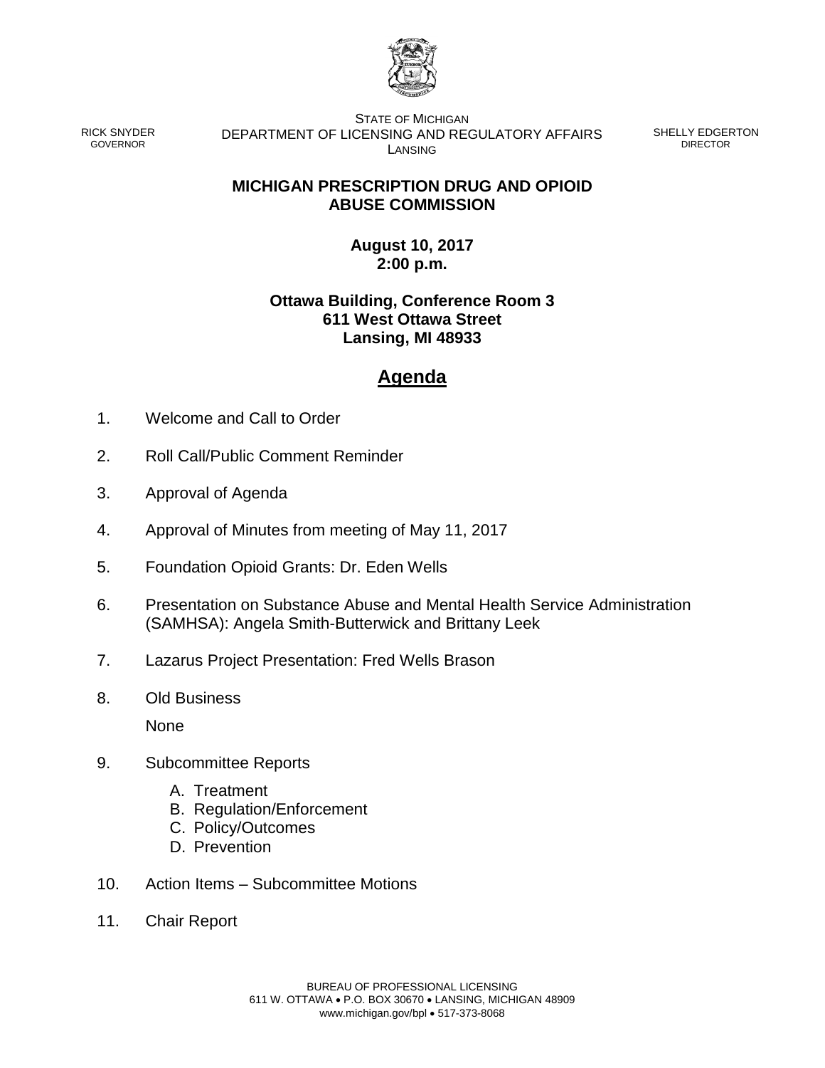RICK SNYDER
GOVERNOR

STATE OF MICHIGAN
DEPARTMENT OF LICENSING AND REGULATORY AFFAIRS
LANSING

SHELLY EDGERTON
DIRECTOR

**MICHIGAN PRESCRIPTION DRUG AND OPIOID ABUSE COMMISSION**

**August 10, 2017**
**2:00 p.m.**

**Ottawa Building, Conference Room 3**
**611 West Ottawa Street**
**Lansing, MI 48933**

# Agenda

1. Welcome and Call to Order
2. Roll Call/Public Comment Reminder
3. Approval of Agenda
4. Approval of Minutes from meeting of May 11, 2017
5. Foundation Opioid Grants: Dr. Eden Wells
6. Presentation on Substance Abuse and Mental Health Service Administration (SAMHSA): Angela Smith-Butterwick and Brittany Leek
7. Lazarus Project Presentation: Fred Wells Brason
8. Old Business

   None

9. Subcommittee Reports
   - A. Treatment
   - B. Regulation/Enforcement
   - C. Policy/Outcomes
   - D. Prevention
10. Action Items – Subcommittee Motions
11. Chair Report

BUREAU OF PROFESSIONAL LICENSING
611 W. OTTAWA • P.O. BOX 30670 • LANSING, MICHIGAN 48909
www.michigan.gov/bpl • 517-373-8068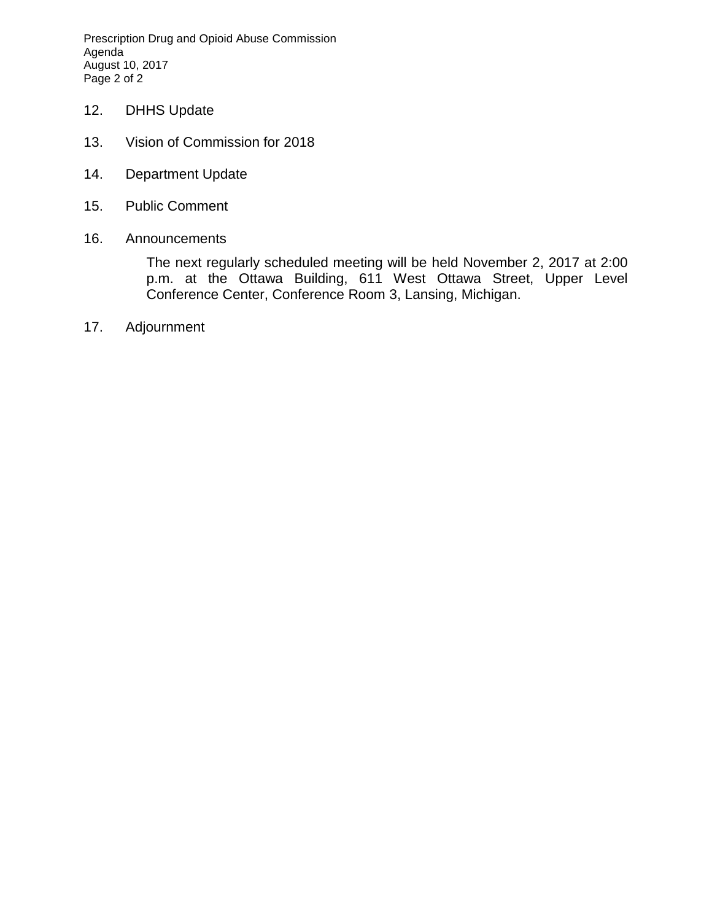12. DHHS Update

13. Vision of Commission for 2018

14. Department Update

15. Public Comment

16. Announcements

    The next regularly scheduled meeting will be held November 2, 2017 at 2:00 p.m. at the Ottawa Building, 611 West Ottawa Street, Upper Level Conference Center, Conference Room 3, Lansing, Michigan.

17. Adjournment